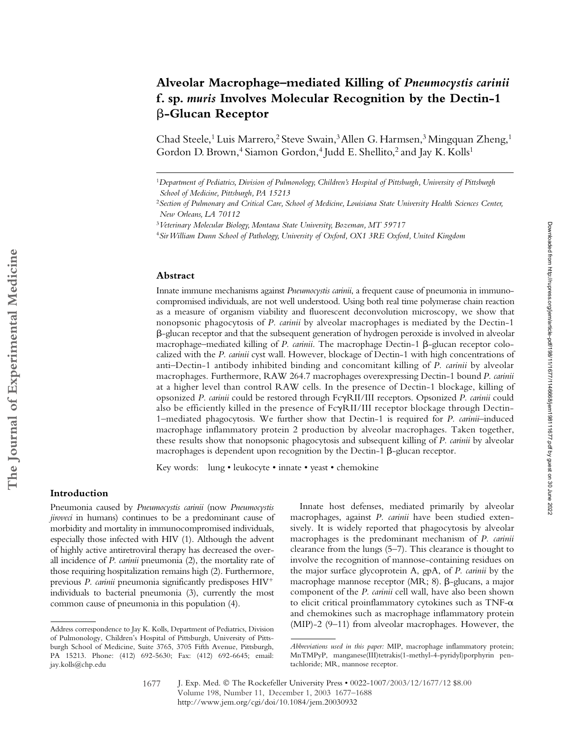# Alveolar Macrophage–mediated Killing of *Pneumocystis carinii* f. sp. *muris* Involves Molecular Recognition by the Dectin-1 β-Glucan Receptor

Chad Steele,[1] Luis Marrero,[2] Steve Swain,[3] Allen G. Harmsen,[3] Mingquan Zheng,[1] Gordon D. Brown,[4] Siamon Gordon,[4] Judd E. Shellito,[2] and Jay K. Kolls[1]

[1]*Department of Pediatrics, Division of Pulmonology, Children's Hospital of Pittsburgh, University of Pittsburgh School of Medicine, Pittsburgh, PA 15213*

[2]*Section of Pulmonary and Critical Care, School of Medicine, Louisiana State University Health Sciences Center, New Orleans, LA 70112*

[3]*Veterinary Molecular Biology, Montana State University, Bozeman, MT 59717*

[4]*Sir William Dunn School of Pathology, University of Oxford, OX1 3RE Oxford, United Kingdom*

## Abstract

Innate immune mechanisms against *Pneumocystis carinii*, a frequent cause of pneumonia in immunocompromised individuals, are not well understood. Using both real time polymerase chain reaction as a measure of organism viability and fluorescent deconvolution microscopy, we show that nonopsonic phagocytosis of *P. carinii* by alveolar macrophages is mediated by the Dectin-1 β-glucan receptor and that the subsequent generation of hydrogen peroxide is involved in alveolar macrophage–mediated killing of *P. carinii*. The macrophage Dectin-1 β-glucan receptor colocalized with the *P. carinii* cyst wall. However, blockage of Dectin-1 with high concentrations of anti–Dectin-1 antibody inhibited binding and concomitant killing of *P. carinii* by alveolar macrophages. Furthermore, RAW 264.7 macrophages overexpressing Dectin-1 bound *P. carinii* at a higher level than control RAW cells. In the presence of Dectin-1 blockage, killing of opsonized *P. carinii* could be restored through FcγRII/III receptors. Opsonized *P. carinii* could also be efficiently killed in the presence of FcγRII/III receptor blockage through Dectin-1–mediated phagocytosis. We further show that Dectin-1 is required for *P. carinii*–induced macrophage inflammatory protein 2 production by alveolar macrophages. Taken together, these results show that nonopsonic phagocytosis and subsequent killing of *P. carinii* by alveolar macrophages is dependent upon recognition by the Dectin-1 β-glucan receptor.

Key words: lung • leukocyte • innate • yeast • chemokine

## Introduction

Pneumonia caused by *Pneumocystis carinii* (now *Pneumocystis jiroveci* in humans) continues to be a predominant cause of morbidity and mortality in immunocompromised individuals, especially those infected with HIV (1). Although the advent of highly active antiretroviral therapy has decreased the overall incidence of *P. carinii* pneumonia (2), the mortality rate of those requiring hospitalization remains high (2). Furthermore, previous *P. carinii* pneumonia significantly predisposes HIV$^{+}$ individuals to bacterial pneumonia (3), currently the most common cause of pneumonia in this population (4).

Innate host defenses, mediated primarily by alveolar macrophages, against *P. carinii* have been studied extensively. It is widely reported that phagocytosis by alveolar macrophages is the predominant mechanism of *P. carinii* clearance from the lungs (5–7). This clearance is thought to involve the recognition of mannose-containing residues on the major surface glycoprotein A, gpA, of *P. carinii* by the macrophage mannose receptor (MR; 8). β-glucans, a major component of the *P. carinii* cell wall, have also been shown to elicit critical proinflammatory cytokines such as TNF-α and chemokines such as macrophage inflammatory protein (MIP)-2 (9–11) from alveolar macrophages. However, the

Address correspondence to Jay K. Kolls, Department of Pediatrics, Division of Pulmonology, Children's Hospital of Pittsburgh, University of Pittsburgh School of Medicine, Suite 3765, 3705 Fifth Avenue, Pittsburgh, PA 15213. Phone: (412) 692-5630; Fax: (412) 692-6645; email: jay.kolls@chp.edu

*Abbreviations used in this paper:* MIP, macrophage inflammatory protein; MnTMPyP, manganese(III)tetrakis(1-methyl-4-pyridyl)porphyrin pentachloride; MR, mannose receptor.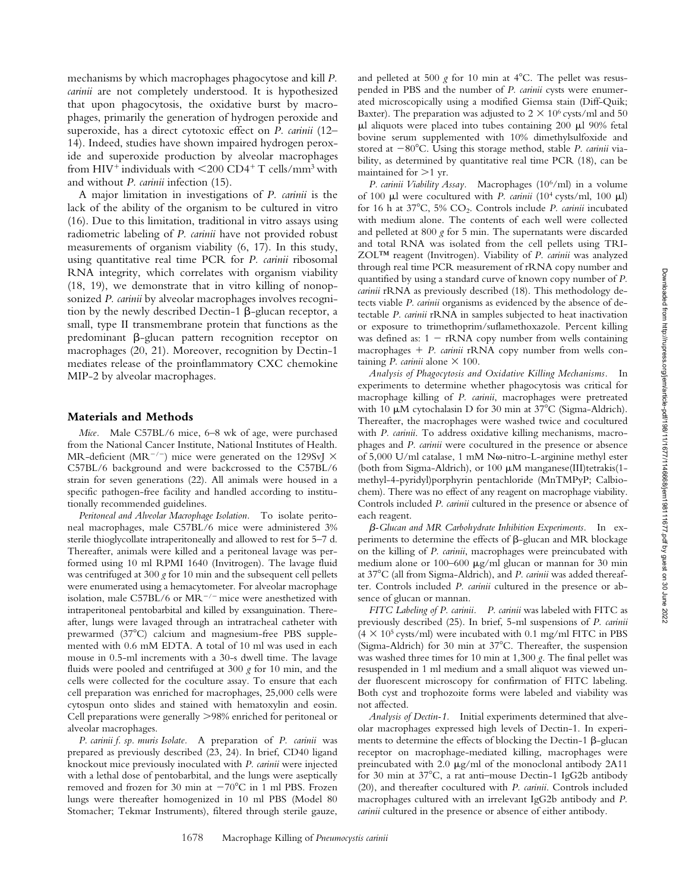mechanisms by which macrophages phagocytose and kill *P. carinii* are not completely understood. It is hypothesized that upon phagocytosis, the oxidative burst by macrophages, primarily the generation of hydrogen peroxide and superoxide, has a direct cytotoxic effect on *P. carinii* (12–14). Indeed, studies have shown impaired hydrogen peroxide and superoxide production by alveolar macrophages from HIV$^+$ individuals with <200 CD4$^+$ T cells/mm$^3$ with and without *P. carinii* infection (15).

A major limitation in investigations of *P. carinii* is the lack of the ability of the organism to be cultured in vitro (16). Due to this limitation, traditional in vitro assays using radiometric labeling of *P. carinii* have not provided robust measurements of organism viability (6, 17). In this study, using quantitative real time PCR for *P. carinii* ribosomal RNA integrity, which correlates with organism viability (18, 19), we demonstrate that in vitro killing of nonopsonized *P. carinii* by alveolar macrophages involves recognition by the newly described Dectin-1 β-glucan receptor, a small, type II transmembrane protein that functions as the predominant β-glucan pattern recognition receptor on macrophages (20, 21). Moreover, recognition by Dectin-1 mediates release of the proinflammatory CXC chemokine MIP-2 by alveolar macrophages.

## Materials and Methods

*Mice.* Male C57BL/6 mice, 6–8 wk of age, were purchased from the National Cancer Institute, National Institutes of Health. MR-deficient (MR$^{-/-}$) mice were generated on the 129SvJ × C57BL/6 background and were backcrossed to the C57BL/6 strain for seven generations (22). All animals were housed in a specific pathogen-free facility and handled according to institutionally recommended guidelines.

*Peritoneal and Alveolar Macrophage Isolation.* To isolate peritoneal macrophages, male C57BL/6 mice were administered 3% sterile thioglycollate intraperitoneally and allowed to rest for 5–7 d. Thereafter, animals were killed and a peritoneal lavage was performed using 10 ml RPMI 1640 (Invitrogen). The lavage fluid was centrifuged at 300 *g* for 10 min and the subsequent cell pellets were enumerated using a hemacytometer. For alveolar macrophage isolation, male C57BL/6 or MR$^{-/-}$ mice were anesthetized with intraperitoneal pentobarbital and killed by exsanguination. Thereafter, lungs were lavaged through an intratracheal catheter with prewarmed (37°C) calcium and magnesium-free PBS supplemented with 0.6 mM EDTA. A total of 10 ml was used in each mouse in 0.5-ml increments with a 30-s dwell time. The lavage fluids were pooled and centrifuged at 300 *g* for 10 min, and the cells were collected for the coculture assay. To ensure that each cell preparation was enriched for macrophages, 25,000 cells were cytospun onto slides and stained with hematoxylin and eosin. Cell preparations were generally >98% enriched for peritoneal or alveolar macrophages.

*P. carinii f. sp. muris Isolate.* A preparation of *P. carinii* was prepared as previously described (23, 24). In brief, CD40 ligand knockout mice previously inoculated with *P. carinii* were injected with a lethal dose of pentobarbital, and the lungs were aseptically removed and frozen for 30 min at −70°C in 1 ml PBS. Frozen lungs were thereafter homogenized in 10 ml PBS (Model 80 Stomacher; Tekmar Instruments), filtered through sterile gauze, and pelleted at 500 *g* for 10 min at 4°C. The pellet was resuspended in PBS and the number of *P. carinii* cysts were enumerated microscopically using a modified Giemsa stain (Diff-Quik; Baxter). The preparation was adjusted to 2 × 10$^6$ cysts/ml and 50 μl aliquots were placed into tubes containing 200 μl 90% fetal bovine serum supplemented with 10% dimethylsulfoxide and stored at −80°C. Using this storage method, stable *P. carinii* viability, as determined by quantitative real time PCR (18), can be maintained for >1 yr.

*P. carinii Viability Assay.* Macrophages (10$^6$/ml) in a volume of 100 μl were cocultured with *P. carinii* (10$^4$ cysts/ml, 100 μl) for 16 h at 37°C, 5% $CO_2$. Controls include *P. carinii* incubated with medium alone. The contents of each well were collected and pelleted at 800 *g* for 5 min. The supernatants were discarded and total RNA was isolated from the cell pellets using TRIZOL™ reagent (Invitrogen). Viability of *P. carinii* was analyzed through real time PCR measurement of rRNA copy number and quantified by using a standard curve of known copy number of *P. carinii* rRNA as previously described (18). This methodology detects viable *P. carinii* organisms as evidenced by the absence of detectable *P. carinii* rRNA in samples subjected to heat inactivation or exposure to trimethoprim/suflamethoxazole. Percent killing was defined as: 1 − rRNA copy number from wells containing macrophages + *P. carinii* rRNA copy number from wells containing *P. carinii* alone × 100.

*Analysis of Phagocytosis and Oxidative Killing Mechanisms.* In experiments to determine whether phagocytosis was critical for macrophage killing of *P. carinii*, macrophages were pretreated with 10 μM cytochalasin D for 30 min at 37°C (Sigma-Aldrich). Thereafter, the macrophages were washed twice and cocultured with *P. carinii*. To address oxidative killing mechanisms, macrophages and *P. carinii* were cocultured in the presence or absence of 5,000 U/ml catalase, 1 mM Nω-nitro-L-arginine methyl ester (both from Sigma-Aldrich), or 100 μM manganese(III)tetrakis(1-methyl-4-pyridyl)porphyrin pentachloride (MnTMPyP; Calbiochem). There was no effect of any reagent on macrophage viability. Controls included *P. carinii* cultured in the presence or absence of each reagent.

*β-Glucan and MR Carbohydrate Inhibition Experiments.* In experiments to determine the effects of β-glucan and MR blockage on the killing of *P. carinii*, macrophages were preincubated with medium alone or 100–600 μg/ml glucan or mannan for 30 min at 37°C (all from Sigma-Aldrich), and *P. carinii* was added thereafter. Controls included *P. carinii* cultured in the presence or absence of glucan or mannan.

*FITC Labeling of P. carinii.* *P. carinii* was labeled with FITC as previously described (25). In brief, 5-ml suspensions of *P. carinii* (4 × 10$^5$ cysts/ml) were incubated with 0.1 mg/ml FITC in PBS (Sigma-Aldrich) for 30 min at 37°C. Thereafter, the suspension was washed three times for 10 min at 1,300 *g*. The final pellet was resuspended in 1 ml medium and a small aliquot was viewed under fluorescent microscopy for confirmation of FITC labeling. Both cyst and trophozoite forms were labeled and viability was not affected.

*Analysis of Dectin-1.* Initial experiments determined that alveolar macrophages expressed high levels of Dectin-1. In experiments to determine the effects of blocking the Dectin-1 β-glucan receptor on macrophage-mediated killing, macrophages were preincubated with 2.0 μg/ml of the monoclonal antibody 2A11 for 30 min at 37°C, a rat anti–mouse Dectin-1 IgG2b antibody (20), and thereafter cocultured with *P. carinii*. Controls included macrophages cultured with an irrelevant IgG2b antibody and *P. carinii* cultured in the presence or absence of either antibody.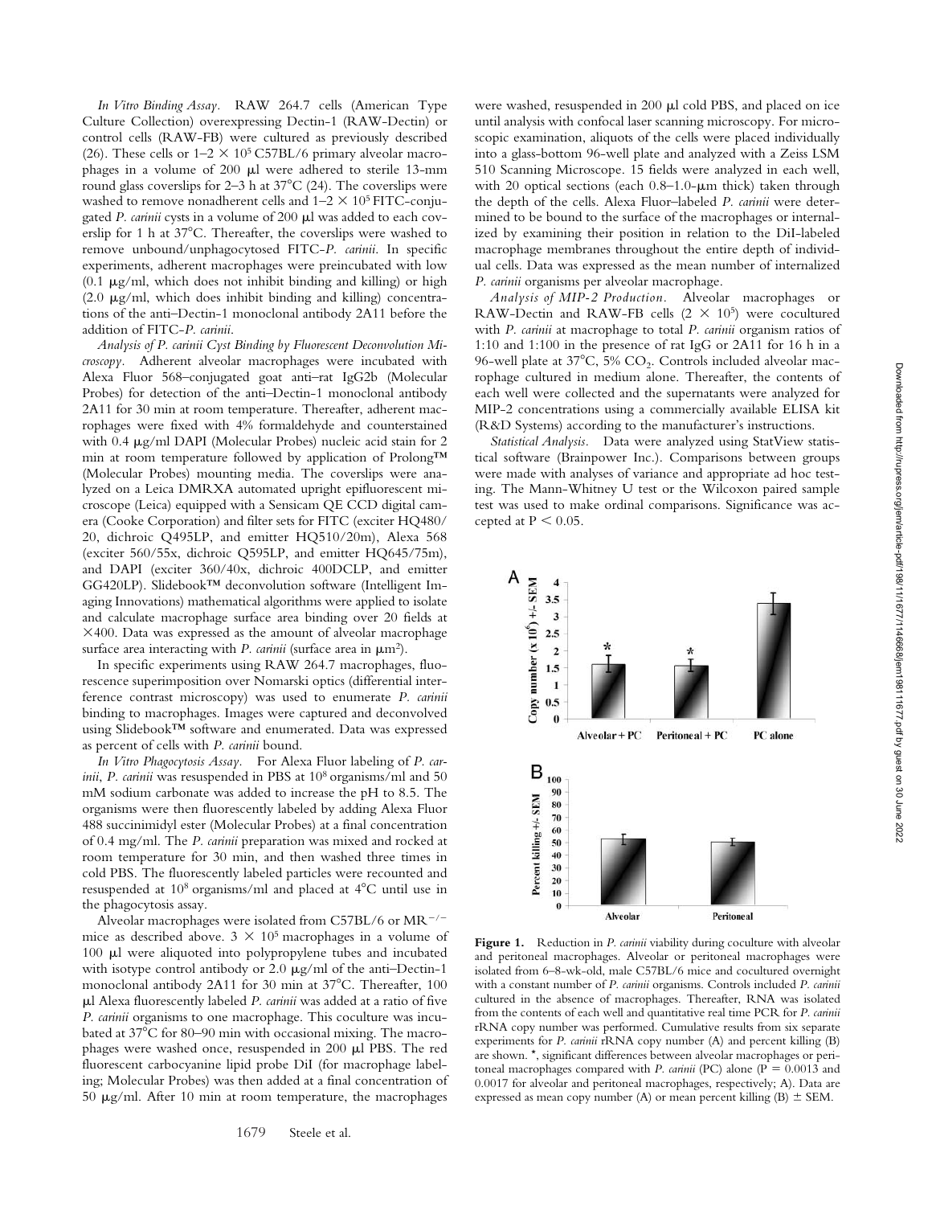*In Vitro Binding Assay.* RAW 264.7 cells (American Type Culture Collection) overexpressing Dectin-1 (RAW-Dectin) or control cells (RAW-FB) were cultured as previously described (26). These cells or 1–2 × $10^5$ C57BL/6 primary alveolar macrophages in a volume of 200 μl were adhered to sterile 13-mm round glass coverslips for 2–3 h at 37°C (24). Thereafter, the coverslips were washed to remove nonadherent cells and 1–2 × $10^5$ FITC-conjugated *P. carinii* cysts in a volume of 200 μl was added to each coverslip for 1 h at 37°C. Thereafter, the coverslips were washed to remove unbound/unphagocytosed FITC-*P. carinii*. In specific experiments, adherent macrophages were preincubated with low (0.1 μg/ml, which does not inhibit binding and killing) or high (2.0 μg/ml, which does inhibit binding and killing) concentrations of the anti–Dectin-1 monoclonal antibody 2A11 before the addition of FITC-*P. carinii*.

*Analysis of P. carinii Cyst Binding by Fluorescent Deconvolution Microscopy.* Adherent alveolar macrophages were incubated with Alexa Fluor 568–conjugated goat anti–rat IgG2b (Molecular Probes) for detection of the anti–Dectin-1 monoclonal antibody 2A11 for 30 min at room temperature. Thereafter, adherent macrophages were fixed with 4% formaldehyde and counterstained with 0.4 μg/ml DAPI (Molecular Probes) nucleic acid stain for 2 min at room temperature followed by application of Prolong™ (Molecular Probes) mounting media. The coverslips were analyzed on a Leica DMRXA automated upright epifluorescent microscope (Leica) equipped with a Sensicam QE CCD digital camera (Cooke Corporation) and filter sets for FITC (exciter HQ480/20, dichroic Q495LP, and emitter HQ510/20m), Alexa 568 (exciter 560/55x, dichroic Q595LP, and emitter HQ645/75m), and DAPI (exciter 360/40x, dichroic 400DCLP, and emitter GG420LP). Slidebook™ deconvolution software (Intelligent Imaging Innovations) mathematical algorithms were applied to isolate and calculate macrophage surface area binding over 20 fields at ×400. Data was expressed as the amount of alveolar macrophage surface area interacting with *P. carinii* (surface area in $\mu m^2$).

In specific experiments using RAW 264.7 macrophages, fluorescence superimposition over Nomarski optics (differential interference contrast microscopy) was used to enumerate *P. carinii* binding to macrophages. Images were captured and deconvolved using Slidebook™ software and enumerated. Data was expressed as percent of cells with *P. carinii* bound.

*In Vitro Phagocytosis Assay.* For Alexa Fluor labeling of *P. carinii*, *P. carinii* was resuspended in PBS at $10^8$ organisms/ml and 50 mM sodium carbonate was added to increase the pH to 8.5. The organisms were then fluorescently labeled by adding Alexa Fluor 488 succinimidyl ester (Molecular Probes) at a final concentration of 0.4 mg/ml. The *P. carinii* preparation was mixed and rocked at room temperature for 30 min, and then washed three times in cold PBS. The fluorescently labeled particles were recounted and resuspended at $10^8$ organisms/ml and placed at 4°C until use in the phagocytosis assay.

Alveolar macrophages were isolated from C57BL/6 or $MR^{-/-}$ mice as described above. 3 × $10^5$ macrophages in a volume of 100 μl were aliquoted into polypropylene tubes and incubated with isotype control antibody or 2.0 μg/ml of the anti–Dectin-1 monoclonal antibody 2A11 for 30 min at 37°C. Thereafter, 100 μl Alexa fluorescently labeled *P. carinii* was added at a ratio of five *P. carinii* organisms to one macrophage. This coculture was incubated at 37°C for 80–90 min with occasional mixing. The macrophages were washed once, resuspended in 200 μl PBS. The red fluorescent carbocyanine lipid probe DiI (for macrophage labeling; Molecular Probes) was then added at a final concentration of 50 μg/ml. After 10 min at room temperature, the macrophages were washed, resuspended in 200 μl cold PBS, and placed on ice until analysis with confocal laser scanning microscopy. For microscopic examination, aliquots of the cells were placed individually into a glass-bottom 96-well plate and analyzed with a Zeiss LSM 510 Scanning Microscope. 15 fields were analyzed in each well, with 20 optical sections (each 0.8–1.0-μm thick) taken through the depth of the cells. Alexa Fluor–labeled *P. carinii* were determined to be bound to the surface of the macrophages or internalized by examining their position in relation to the DiI-labeled macrophage membranes throughout the entire depth of individual cells. Data was expressed as the mean number of internalized *P. carinii* organisms per alveolar macrophage.

*Analysis of MIP-2 Production.* Alveolar macrophages or RAW-Dectin and RAW-FB cells (2 × $10^5$) were cocultured with *P. carinii* at macrophage to total *P. carinii* organism ratios of 1:10 and 1:100 in the presence of rat IgG or 2A11 for 16 h in a 96-well plate at 37°C, 5% $CO_2$. Controls included alveolar macrophage cultured in medium alone. Thereafter, the contents of each well were collected and the supernatants were analyzed for MIP-2 concentrations using a commercially available ELISA kit (R&D Systems) according to the manufacturer's instructions.

*Statistical Analysis.* Data were analyzed using StatView statistical software (Brainpower Inc.). Comparisons between groups were made with analyses of variance and appropriate ad hoc testing. The Mann-Whitney U test or the Wilcoxon paired sample test was used to make ordinal comparisons. Significance was accepted at $P < 0.05$.

**Figure 1.** Reduction in *P. carinii* viability during coculture with alveolar and peritoneal macrophages. Alveolar or peritoneal macrophages were isolated from 6–8-wk-old, male C57BL/6 mice and cocultured overnight with a constant number of *P. carinii* organisms. Controls included *P. carinii* cultured in the absence of macrophages. Thereafter, RNA was isolated from the contents of each well and quantitative real time PCR for *P. carinii* rRNA copy number was performed. Cumulative results from six separate experiments for *P. carinii* rRNA copy number (A) and percent killing (B) are shown. *, significant differences between alveolar macrophages or peritoneal macrophages compared with *P. carinii* (PC) alone ($P = 0.0013$ and 0.0017 for alveolar and peritoneal macrophages, respectively; A). Data are expressed as mean copy number (A) or mean percent killing (B) ± SEM.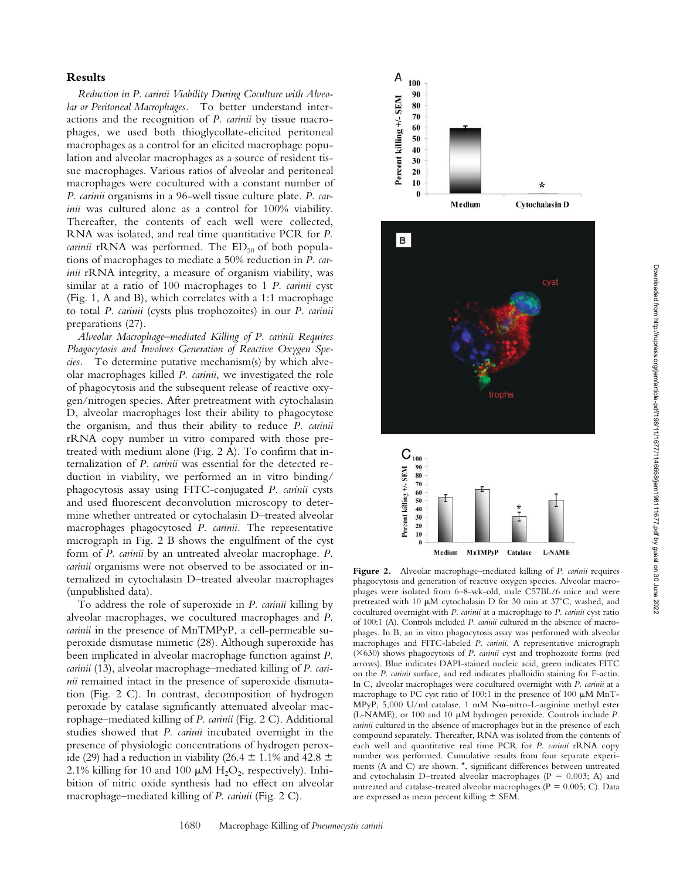## Results

*Reduction in P. carinii Viability During Coculture with Alveolar or Peritoneal Macrophages.* To better understand interactions and the recognition of *P. carinii* by tissue macrophages, we used both thioglycollate-elicited peritoneal macrophages as a control for an elicited macrophage population and alveolar macrophages as a source of resident tissue macrophages. Various ratios of alveolar and peritoneal macrophages were cocultured with a constant number of *P. carinii* organisms in a 96-well tissue culture plate. *P. carinii* was cultured alone as a control for 100% viability. Thereafter, the contents of each well were collected, RNA was isolated, and real time quantitative PCR for *P. carinii* rRNA was performed. The $ED_{50}$ of both populations of macrophages to mediate a 50% reduction in *P. carinii* rRNA integrity, a measure of organism viability, was similar at a ratio of 100 macrophages to 1 *P. carinii* cyst (Fig. 1, A and B), which correlates with a 1:1 macrophage to total *P. carinii* (cysts plus trophozoites) in our *P. carinii* preparations (27).

*Alveolar Macrophage–mediated Killing of P. carinii Requires Phagocytosis and Involves Generation of Reactive Oxygen Species.* To determine putative mechanism(s) by which alveolar macrophages killed *P. carinii*, we investigated the role of phagocytosis and the subsequent release of reactive oxygen/nitrogen species. After pretreatment with cytochalasin D, alveolar macrophages lost their ability to phagocytose the organism, and thus their ability to reduce *P. carinii* rRNA copy number in vitro compared with those pretreated with medium alone (Fig. 2 A). To confirm that internalization of *P. carinii* was essential for the detected reduction in viability, we performed an in vitro binding/phagocytosis assay using FITC-conjugated *P. carinii* cysts and used fluorescent deconvolution microscopy to determine whether untreated or cytochalasin D–treated alveolar macrophages phagocytosed *P. carinii*. The representative micrograph in Fig. 2 B shows the engulfment of the cyst form of *P. carinii* by an untreated alveolar macrophage. *P. carinii* organisms were not observed to be associated or internalized in cytochalasin D–treated alveolar macrophages (unpublished data).

To address the role of superoxide in *P. carinii* killing by alveolar macrophages, we cocultured macrophages and *P. carinii* in the presence of MnTMPyP, a cell-permeable superoxide dismutase mimetic (28). Although superoxide has been implicated in alveolar macrophage function against *P. carinii* (13), alveolar macrophage–mediated killing of *P. carinii* remained intact in the presence of superoxide dismutation (Fig. 2 C). In contrast, decomposition of hydrogen peroxide by catalase significantly attenuated alveolar macrophage–mediated killing of *P. carinii* (Fig. 2 C). Additional studies showed that *P. carinii* incubated overnight in the presence of physiologic concentrations of hydrogen peroxide (29) had a reduction in viability (26.4 ± 1.1% and 42.8 ± 2.1% killing for 10 and 100 μM $H_2O_2$, respectively). Inhibition of nitric oxide synthesis had no effect on alveolar macrophage–mediated killing of *P. carinii* (Fig. 2 C).

**Figure 2.** Alveolar macrophage–mediated killing of *P. carinii* requires phagocytosis and generation of reactive oxygen species. Alveolar macrophages were isolated from 6–8-wk-old, male C57BL/6 mice and were pretreated with 10 μM cytochalasin D for 30 min at 37°C, washed, and cocultured overnight with *P. carinii* at a macrophage to *P. carinii* cyst ratio of 100:1 (A). Controls included *P. carinii* cultured in the absence of macrophages. In B, an in vitro phagocytosis assay was performed with alveolar macrophages and FITC-labeled *P. carinii*. A representative micrograph (×630) shows phagocytosis of *P. carinii* cyst and trophozoite forms (red arrows). Blue indicates DAPI-stained nucleic acid, green indicates FITC on the *P. carinii* surface, and red indicates phalloidin staining for F-actin. In C, alveolar macrophages were cocultured overnight with *P. carinii* at a macrophage to PC cyst ratio of 100:1 in the presence of 100 μM MnTMPyP, 5,000 U/ml catalase, 1 mM Nω-nitro-L-arginine methyl ester (L-NAME), or 100 and 10 μM hydrogen peroxide. Controls include *P. carinii* cultured in the absence of macrophages but in the presence of each compound separately. Thereafter, RNA was isolated from the contents of each well and quantitative real time PCR for *P. carinii* rRNA copy number was performed. Cumulative results from four separate experiments (A and C) are shown. *, significant differences between untreated and cytochalasin D–treated alveolar macrophages (P = 0.003; A) and untreated and catalase-treated alveolar macrophages (P = 0.005; C). Data are expressed as mean percent killing ± SEM.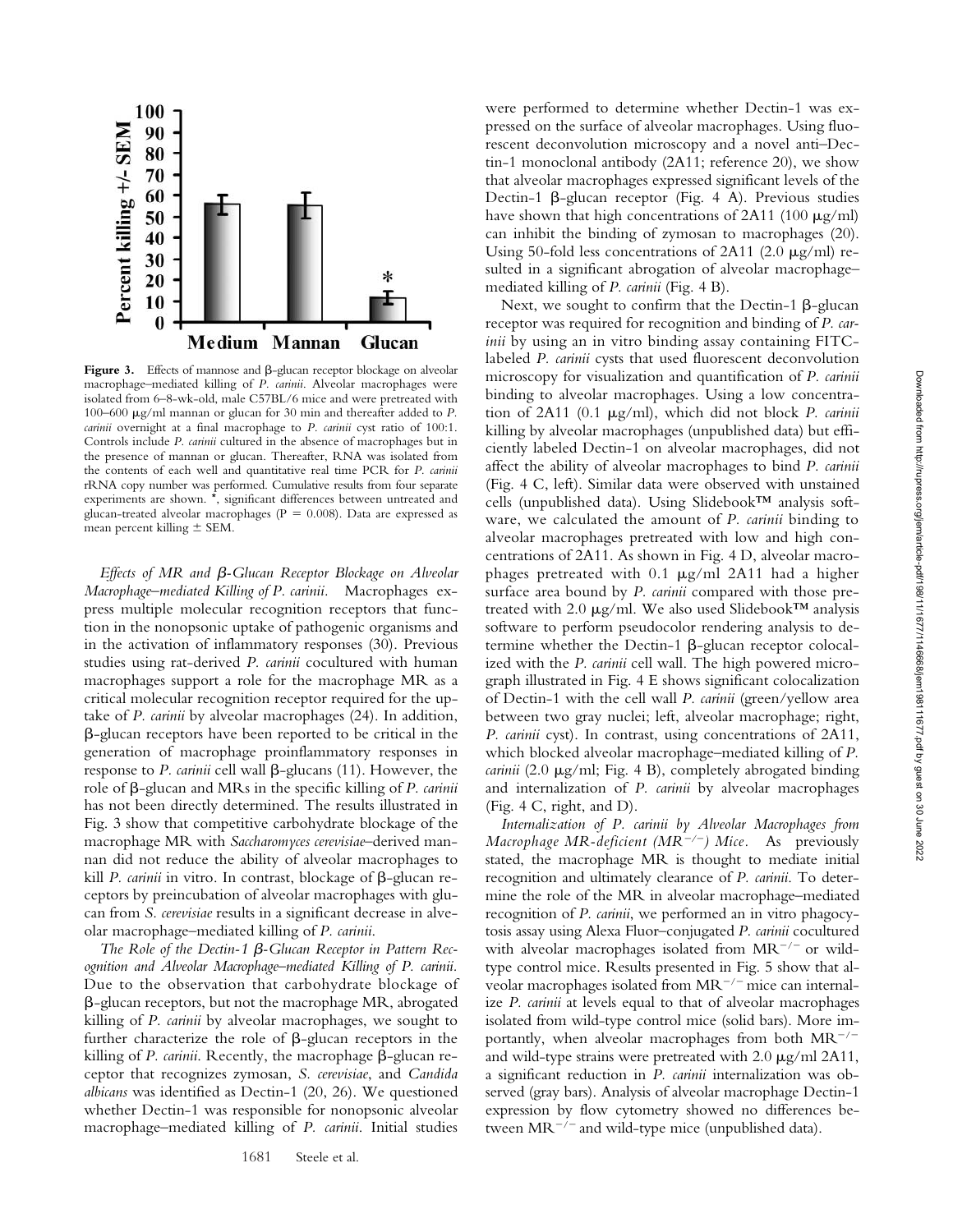**Figure 3.** Effects of mannose and β-glucan receptor blockage on alveolar macrophage–mediated killing of *P. carinii*. Alveolar macrophages were isolated from 6–8-wk-old, male C57BL/6 mice and were pretreated with 100–600 μg/ml mannan or glucan for 30 min and thereafter added to *P. carinii* overnight at a final macrophage to *P. carinii* cyst ratio of 100:1. Controls include *P. carinii* cultured in the absence of macrophages but in the presence of mannan or glucan. Thereafter, RNA was isolated from the contents of each well and quantitative real time PCR for *P. carinii* rRNA copy number was performed. Cumulative results from four separate experiments are shown. *, significant differences between untreated and glucan-treated alveolar macrophages ($P = 0.008$). Data are expressed as mean percent killing ± SEM.

*Effects of MR and β-Glucan Receptor Blockage on Alveolar Macrophage–mediated Killing of P. carinii.* Macrophages express multiple molecular recognition receptors that function in the nonopsonic uptake of pathogenic organisms and in the activation of inflammatory responses (30). Previous studies using rat-derived *P. carinii* cocultured with human macrophages support a role for the macrophage MR as a critical molecular recognition receptor required for the uptake of *P. carinii* by alveolar macrophages (24). In addition, β-glucan receptors have been reported to be critical in the generation of macrophage proinflammatory responses in response to *P. carinii* cell wall β-glucans (11). However, the role of β-glucan and MRs in the specific killing of *P. carinii* has not been directly determined. The results illustrated in Fig. 3 show that competitive carbohydrate blockage of the macrophage MR with *Saccharomyces cerevisiae*–derived mannan did not reduce the ability of alveolar macrophages to kill *P. carinii* in vitro. In contrast, blockage of β-glucan receptors by preincubation of alveolar macrophages with glucan from *S. cerevisiae* results in a significant decrease in alveolar macrophage–mediated killing of *P. carinii*.

*The Role of the Dectin-1 β-Glucan Receptor in Pattern Recognition and Alveolar Macrophage–mediated Killing of P. carinii.* Due to the observation that carbohydrate blockage of β-glucan receptors, but not the macrophage MR, abrogated killing of *P. carinii* by alveolar macrophages, we sought to further characterize the role of β-glucan receptors in the killing of *P. carinii*. Recently, the macrophage β-glucan receptor that recognizes zymosan, *S. cerevisiae*, and *Candida albicans* was identified as Dectin-1 (20, 26). We questioned whether Dectin-1 was responsible for nonopsonic alveolar macrophage–mediated killing of *P. carinii*. Initial studies were performed to determine whether Dectin-1 was expressed on the surface of alveolar macrophages. Using fluorescent deconvolution microscopy and a novel anti–Dectin-1 monoclonal antibody (2A11; reference 20), we show that alveolar macrophages expressed significant levels of the Dectin-1 β-glucan receptor (Fig. 4 A). Previous studies have shown that high concentrations of 2A11 (100 μg/ml) can inhibit the binding of zymosan to macrophages (20). Using 50-fold less concentrations of 2A11 (2.0 μg/ml) resulted in a significant abrogation of alveolar macrophage–mediated killing of *P. carinii* (Fig. 4 B).

Next, we sought to confirm that the Dectin-1 β-glucan receptor was required for recognition and binding of *P. carinii* by using an in vitro binding assay containing FITC-labeled *P. carinii* cysts that used fluorescent deconvolution microscopy for visualization and quantification of *P. carinii* binding to alveolar macrophages. Using a low concentration of 2A11 (0.1 μg/ml), which did not block *P. carinii* killing by alveolar macrophages (unpublished data) but efficiently labeled Dectin-1 on alveolar macrophages, did not affect the ability of alveolar macrophages to bind *P. carinii* (Fig. 4 C, left). Similar data were observed with unstained cells (unpublished data). Using Slidebook™ analysis software, we calculated the amount of *P. carinii* binding to alveolar macrophages pretreated with low and high concentrations of 2A11. As shown in Fig. 4 D, alveolar macrophages pretreated with 0.1 μg/ml 2A11 had a higher surface area bound by *P. carinii* compared with those pretreated with 2.0 μg/ml. We also used Slidebook™ analysis software to perform pseudocolor rendering analysis to determine whether the Dectin-1 β-glucan receptor colocalized with the *P. carinii* cell wall. The high powered micrograph illustrated in Fig. 4 E shows significant colocalization of Dectin-1 with the cell wall *P. carinii* (green/yellow area between two gray nuclei; left, alveolar macrophage; right, *P. carinii* cyst). In contrast, using concentrations of 2A11, which blocked alveolar macrophage–mediated killing of *P. carinii* (2.0 μg/ml; Fig. 4 B), completely abrogated binding and internalization of *P. carinii* by alveolar macrophages (Fig. 4 C, right, and D).

*Internalization of P. carinii by Alveolar Macrophages from Macrophage MR-deficient ($MR^{-/-}$) Mice.* As previously stated, the macrophage MR is thought to mediate initial recognition and ultimately clearance of *P. carinii*. To determine the role of the MR in alveolar macrophage–mediated recognition of *P. carinii*, we performed an in vitro phagocytosis assay using Alexa Fluor–conjugated *P. carinii* cocultured with alveolar macrophages isolated from $MR^{-/-}$ or wild-type control mice. Results presented in Fig. 5 show that alveolar macrophages isolated from $MR^{-/-}$ mice can internalize *P. carinii* at levels equal to that of alveolar macrophages isolated from wild-type control mice (solid bars). More importantly, when alveolar macrophages from both $MR^{-/-}$ and wild-type strains were pretreated with 2.0 μg/ml 2A11, a significant reduction in *P. carinii* internalization was observed (gray bars). Analysis of alveolar macrophage Dectin-1 expression by flow cytometry showed no differences between $MR^{-/-}$ and wild-type mice (unpublished data).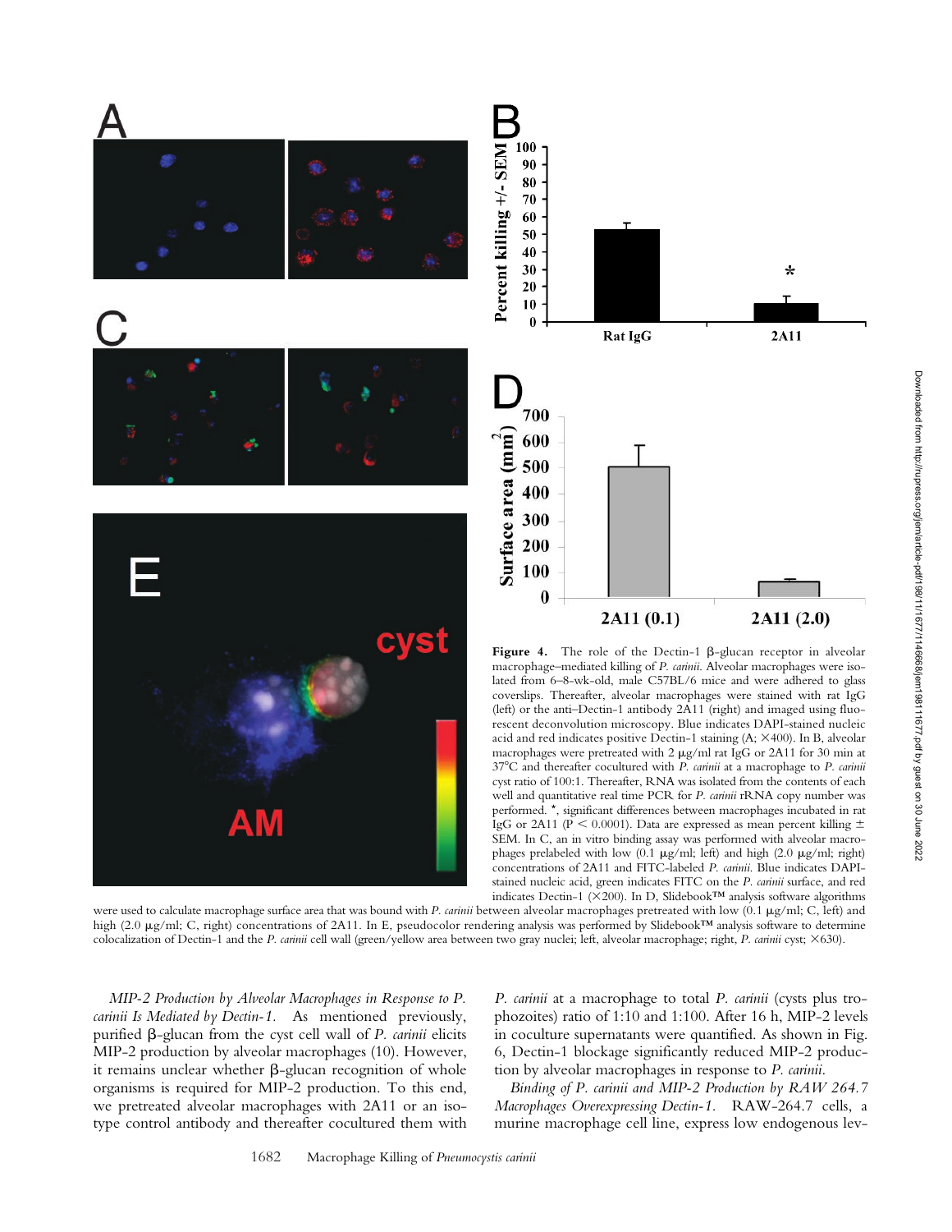**Figure 4.** The role of the Dectin-1 β-glucan receptor in alveolar macrophage–mediated killing of *P. carinii*. Alveolar macrophages were isolated from 6–8-wk-old, male C57BL/6 mice and were adhered to glass coverslips. Thereafter, alveolar macrophages were stained with rat IgG (left) or the anti–Dectin-1 antibody 2A11 (right) and imaged using fluorescent deconvolution microscopy. Blue indicates DAPI-stained nucleic acid and red indicates positive Dectin-1 staining (A; ×400). In B, alveolar macrophages were pretreated with 2 μg/ml rat IgG or 2A11 for 30 min at 37°C and thereafter cocultured with *P. carinii* at a macrophage to *P. carinii* cyst ratio of 100:1. Thereafter, RNA was isolated from the contents of each well and quantitative real time PCR for *P. carinii* rRNA copy number was performed. *, significant differences between macrophages incubated in rat IgG or 2A11 ($P < 0.0001$). Data are expressed as mean percent killing ± SEM. In C, an in vitro binding assay was performed with alveolar macrophages prelabeled with low (0.1 μg/ml; left) and high (2.0 μg/ml; right) concentrations of 2A11 and FITC-labeled *P. carinii*. Blue indicates DAPI-stained nucleic acid, green indicates FITC on the *P. carinii* surface, and red indicates Dectin-1 (×200). In D, Slidebook™ analysis software algorithms were used to calculate macrophage surface area that was bound with *P. carinii* between alveolar macrophages pretreated with low (0.1 μg/ml; C, left) and high (2.0 μg/ml; C, right) concentrations of 2A11. In E, pseudocolor rendering analysis was performed by Slidebook™ analysis software to determine colocalization of Dectin-1 and the *P. carinii* cell wall (green/yellow area between two gray nuclei; left, alveolar macrophage; right, *P. carinii* cyst; ×630).

*MIP-2 Production by Alveolar Macrophages in Response to P. carinii Is Mediated by Dectin-1.* As mentioned previously, purified β-glucan from the cyst cell wall of *P. carinii* elicits MIP-2 production by alveolar macrophages (10). However, it remains unclear whether β-glucan recognition of whole organisms is required for MIP-2 production. To this end, we pretreated alveolar macrophages with 2A11 or an isotype control antibody and thereafter cocultured them with *P. carinii* at a macrophage to total *P. carinii* (cysts plus trophozoites) ratio of 1:10 and 1:100. After 16 h, MIP-2 levels in coculture supernatants were quantified. As shown in Fig. 6, Dectin-1 blockage significantly reduced MIP-2 production by alveolar macrophages in response to *P. carinii*.

*Binding of P. carinii and MIP-2 Production by RAW 264.7 Macrophages Overexpressing Dectin-1.* RAW-264.7 cells, a murine macrophage cell line, express low endogenous lev-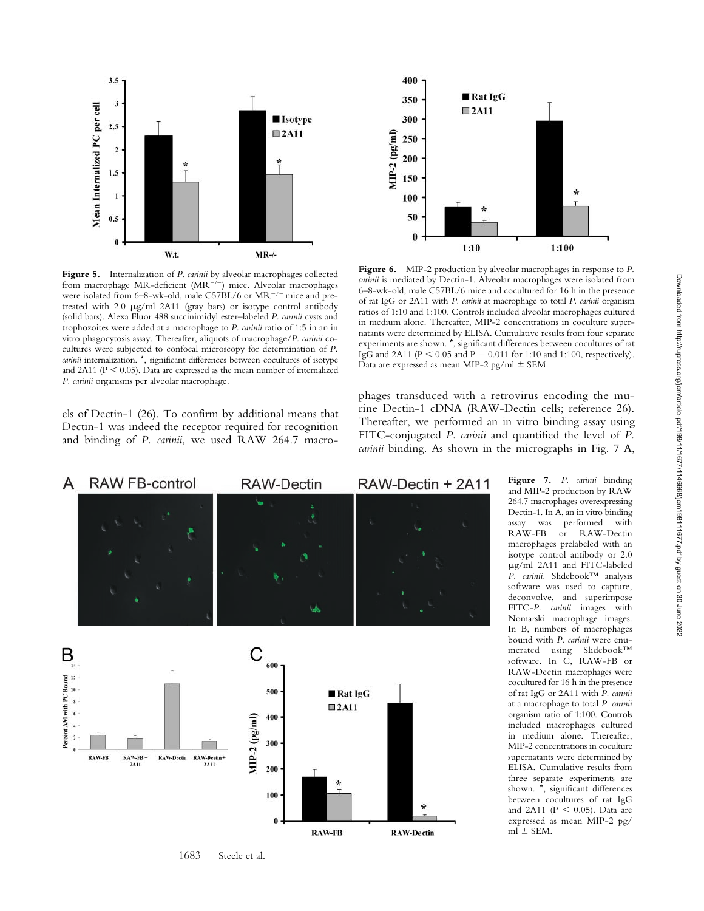**Figure 5.** Internalization of *P. carinii* by alveolar macrophages collected from macrophage MR-deficient ($MR^{-/-}$) mice. Alveolar macrophages were isolated from 6–8-wk-old, male C57BL/6 or $MR^{-/-}$ mice and pretreated with 2.0 μg/ml 2A11 (gray bars) or isotype control antibody (solid bars). Alexa Fluor 488 succinimidyl ester–labeled *P. carinii* cysts and trophozoites were added at a macrophage to *P. carinii* ratio of 1:5 in an in vitro phagocytosis assay. Thereafter, aliquots of macrophage/*P. carinii* cocultures were subjected to confocal microscopy for determination of *P. carinii* internalization. *, significant differences between cocultures of isotype and 2A11 ($P < 0.05$). Data are expressed as the mean number of internalized *P. carinii* organisms per alveolar macrophage.

**Figure 6.** MIP-2 production by alveolar macrophages in response to *P. carinii* is mediated by Dectin-1. Alveolar macrophages were isolated from 6–8-wk-old, male C57BL/6 mice and cocultured for 16 h in the presence of rat IgG or 2A11 with *P. carinii* at macrophage to total *P. carinii* organism ratios of 1:10 and 1:100. Controls included alveolar macrophages cultured in medium alone. Thereafter, MIP-2 concentrations in coculture supernatants were determined by ELISA. Cumulative results from four separate experiments are shown. *, significant differences between cocultures of rat IgG and 2A11 ($P < 0.05$ and $P = 0.011$ for 1:10 and 1:100, respectively). Data are expressed as mean MIP-2 pg/ml ± SEM.

els of Dectin-1 (26). To confirm by additional means that Dectin-1 was indeed the receptor required for recognition and binding of *P. carinii*, we used RAW 264.7 macrophages transduced with a retrovirus encoding the murine Dectin-1 cDNA (RAW-Dectin cells; reference 26). Thereafter, we performed an in vitro binding assay using FITC-conjugated *P. carinii* and quantified the level of *P. carinii* binding. As shown in the micrographs in Fig. 7 A,

**Figure 7.** *P. carinii* binding and MIP-2 production by RAW 264.7 macrophages overexpressing Dectin-1. In A, an in vitro binding assay was performed with RAW-FB or RAW-Dectin macrophages prelabeled with an isotype control antibody or 2.0 μg/ml 2A11 and FITC-labeled *P. carinii*. Slidebook™ analysis software was used to capture, deconvolve, and superimpose FITC-*P. carinii* images with Nomarski macrophage images. In B, numbers of macrophages bound with *P. carinii* were enumerated using Slidebook™ software. In C, RAW-FB or RAW-Dectin macrophages were cocultured for 16 h in the presence of rat IgG or 2A11 with *P. carinii* at a macrophage to total *P. carinii* organism ratio of 1:100. Controls included macrophages cultured in medium alone. Thereafter, MIP-2 concentrations in coculture supernatants were determined by ELISA. Cumulative results from three separate experiments are shown. *, significant differences between cocultures of rat IgG and 2A11 ($P < 0.05$). Data are expressed as mean MIP-2 pg/ml ± SEM.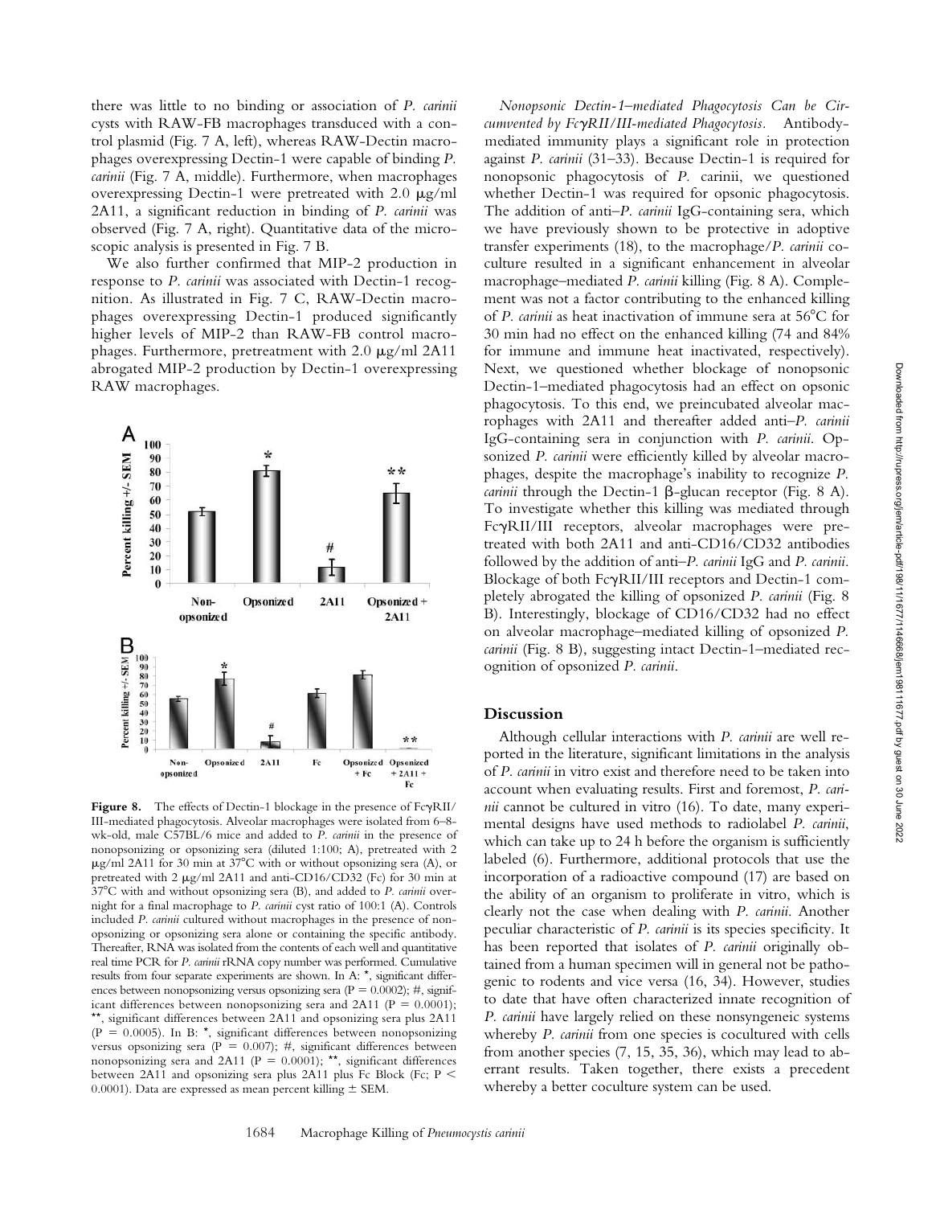there was little to no binding or association of *P. carinii* cysts with RAW-FB macrophages transduced with a control plasmid (Fig. 7 A, left), whereas RAW-Dectin macrophages overexpressing Dectin-1 were capable of binding *P. carinii* (Fig. 7 A, middle). Furthermore, when macrophages overexpressing Dectin-1 were pretreated with 2.0 μg/ml 2A11, a significant reduction in binding of *P. carinii* was observed (Fig. 7 A, right). Quantitative data of the microscopic analysis is presented in Fig. 7 B.

We also further confirmed that MIP-2 production in response to *P. carinii* was associated with Dectin-1 recognition. As illustrated in Fig. 7 C, RAW-Dectin macrophages overexpressing Dectin-1 produced significantly higher levels of MIP-2 than RAW-FB control macrophages. Furthermore, pretreatment with 2.0 μg/ml 2A11 abrogated MIP-2 production by Dectin-1 overexpressing RAW macrophages.

**Figure 8.** The effects of Dectin-1 blockage in the presence of FcγRII/III-mediated phagocytosis. Alveolar macrophages were isolated from 6–8-wk-old, male C57BL/6 mice and added to *P. carinii* in the presence of nonopsonizing or opsonizing sera (diluted 1:100; A), pretreated with 2 μg/ml 2A11 for 30 min at 37°C with or without opsonizing sera (A), or pretreated with 2 μg/ml 2A11 and anti-CD16/CD32 (Fc) for 30 min at 37°C with and without opsonizing sera (B), and added to *P. carinii* overnight for a final macrophage to *P. carinii* cyst ratio of 100:1 (A). Controls included *P. carinii* cultured without macrophages in the presence of nonopsonizing or opsonizing sera alone or containing the specific antibody. Thereafter, RNA was isolated from the contents of each well and quantitative real time PCR for *P. carinii* rRNA copy number was performed. Cumulative results from four separate experiments are shown. In A: *, significant differences between nonopsonizing versus opsonizing sera ($P = 0.0002$); #, significant differences between nonopsonizing sera and 2A11 ($P = 0.0001$); **, significant differences between 2A11 and opsonizing sera plus 2A11 ($P = 0.0005$). In B: *, significant differences between nonopsonizing versus opsonizing sera ($P = 0.007$); #, significant differences between nonopsonizing sera and 2A11 ($P = 0.0001$); **, significant differences between 2A11 and opsonizing sera plus 2A11 plus Fc Block (Fc; $P < 0.0001$). Data are expressed as mean percent killing ± SEM.

*Nonopsonic Dectin-1–mediated Phagocytosis Can be Circumvented by FcγRII/III-mediated Phagocytosis.* Antibody-mediated immunity plays a significant role in protection against *P. carinii* (31–33). Because Dectin-1 is required for nonopsonic phagocytosis of *P.* carinii, we questioned whether Dectin-1 was required for opsonic phagocytosis. The addition of anti–*P. carinii* IgG-containing sera, which we have previously shown to be protective in adoptive transfer experiments (18), to the macrophage/*P. carinii* coculture resulted in a significant enhancement in alveolar macrophage–mediated *P. carinii* killing (Fig. 8 A). Complement was not a factor contributing to the enhanced killing of *P. carinii* as heat inactivation of immune sera at 56°C for 30 min had no effect on the enhanced killing (74 and 84% for immune and immune heat inactivated, respectively). Next, we questioned whether blockage of nonopsonic Dectin-1–mediated phagocytosis had an effect on opsonic phagocytosis. To this end, we preincubated alveolar macrophages with 2A11 and thereafter added anti–*P. carinii* IgG-containing sera in conjunction with *P. carinii*. Opsonized *P. carinii* were efficiently killed by alveolar macrophages, despite the macrophage's inability to recognize *P. carinii* through the Dectin-1 β-glucan receptor (Fig. 8 A). To investigate whether this killing was mediated through FcγRII/III receptors, alveolar macrophages were pretreated with both 2A11 and anti-CD16/CD32 antibodies followed by the addition of anti–*P. carinii* IgG and *P. carinii*. Blockage of both FcγRII/III receptors and Dectin-1 completely abrogated the killing of opsonized *P. carinii* (Fig. 8 B). Interestingly, blockage of CD16/CD32 had no effect on alveolar macrophage–mediated killing of opsonized *P. carinii* (Fig. 8 B), suggesting intact Dectin-1–mediated recognition of opsonized *P. carinii*.

## Discussion

Although cellular interactions with *P. carinii* are well reported in the literature, significant limitations in the analysis of *P. carinii* in vitro exist and therefore need to be taken into account when evaluating results. First and foremost, *P. carinii* cannot be cultured in vitro (16). To date, many experimental designs have used methods to radiolabel *P. carinii*, which can take up to 24 h before the organism is sufficiently labeled (6). Furthermore, additional protocols that use the incorporation of a radioactive compound (17) are based on the ability of an organism to proliferate in vitro, which is clearly not the case when dealing with *P. carinii*. Another peculiar characteristic of *P. carinii* is its species specificity. It has been reported that isolates of *P. carinii* originally obtained from a human specimen will in general not be pathogenic to rodents and vice versa (16, 34). However, studies to date that have often characterized innate recognition of *P. carinii* have largely relied on these nonsyngeneic systems whereby *P. carinii* from one species is cocultured with cells from another species (7, 15, 35, 36), which may lead to aberrant results. Taken together, there exists a precedent whereby a better coculture system can be used.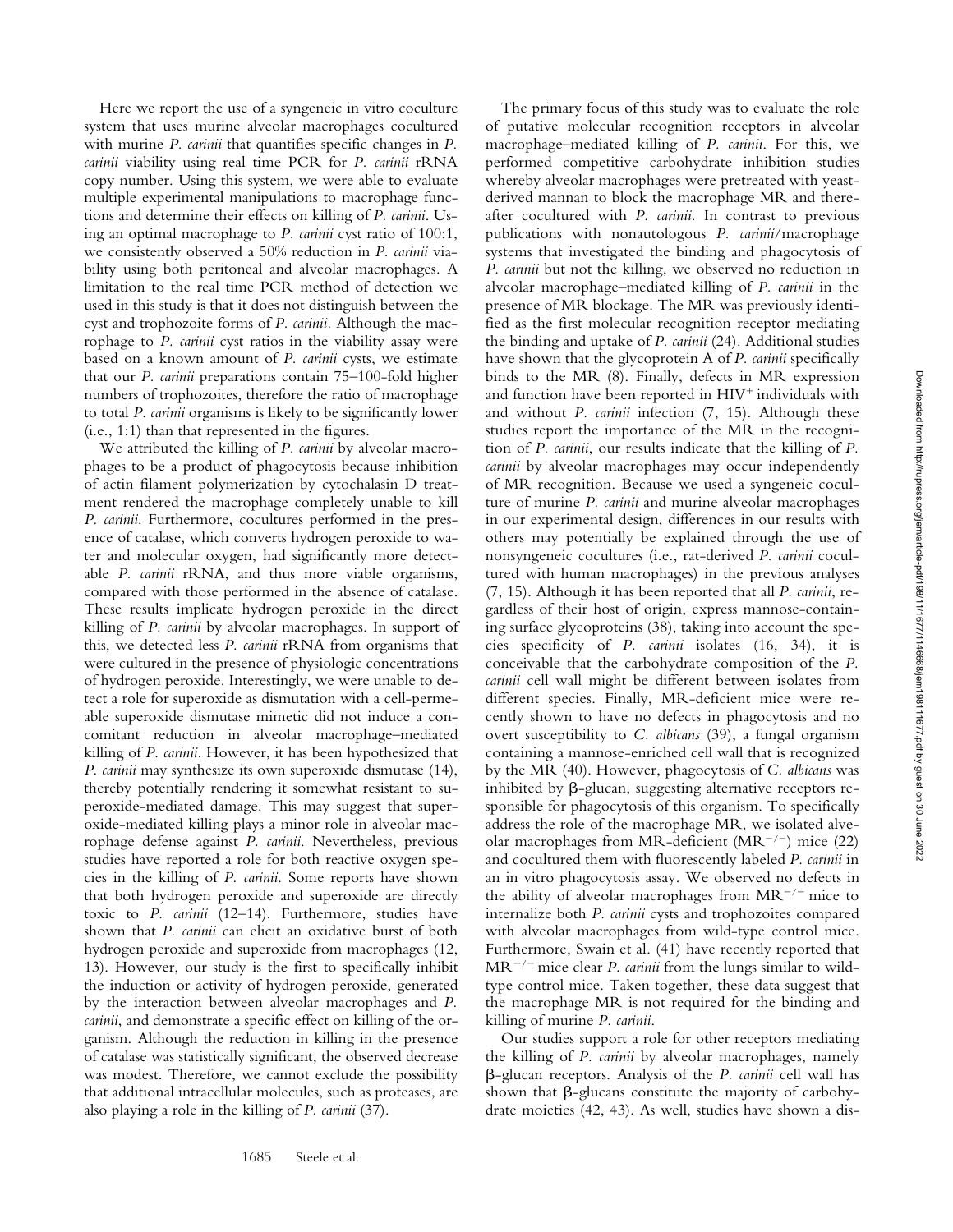Here we report the use of a syngeneic in vitro coculture system that uses murine alveolar macrophages cocultured with murine *P. carinii* that quantifies specific changes in *P. carinii* viability using real time PCR for *P. carinii* rRNA copy number. Using this system, we were able to evaluate multiple experimental manipulations to macrophage functions and determine their effects on killing of *P. carinii*. Using an optimal macrophage to *P. carinii* cyst ratio of 100:1, we consistently observed a 50% reduction in *P. carinii* viability using both peritoneal and alveolar macrophages. A limitation to the real time PCR method of detection we used in this study is that it does not distinguish between the cyst and trophozoite forms of *P. carinii*. Although the macrophage to *P. carinii* cyst ratios in the viability assay were based on a known amount of *P. carinii* cysts, we estimate that our *P. carinii* preparations contain 75–100-fold higher numbers of trophozoites, therefore the ratio of macrophage to total *P. carinii* organisms is likely to be significantly lower (i.e., 1:1) than that represented in the figures.

We attributed the killing of *P. carinii* by alveolar macrophages to be a product of phagocytosis because inhibition of actin filament polymerization by cytochalasin D treatment rendered the macrophage completely unable to kill *P. carinii*. Furthermore, cocultures performed in the presence of catalase, which converts hydrogen peroxide to water and molecular oxygen, had significantly more detectable *P. carinii* rRNA, and thus more viable organisms, compared with those performed in the absence of catalase. These results implicate hydrogen peroxide in the direct killing of *P. carinii* by alveolar macrophages. In support of this, we detected less *P. carinii* rRNA from organisms that were cultured in the presence of physiologic concentrations of hydrogen peroxide. Interestingly, we were unable to detect a role for superoxide as dismutation with a cell-permeable superoxide dismutase mimetic did not induce a concomitant reduction in alveolar macrophage–mediated killing of *P. carinii*. However, it has been hypothesized that *P. carinii* may synthesize its own superoxide dismutase (14), thereby potentially rendering it somewhat resistant to superoxide-mediated damage. This may suggest that superoxide-mediated killing plays a minor role in alveolar macrophage defense against *P. carinii*. Nevertheless, previous studies have reported a role for both reactive oxygen species in the killing of *P. carinii*. Some reports have shown that both hydrogen peroxide and superoxide are directly toxic to *P. carinii* (12–14). Furthermore, studies have shown that *P. carinii* can elicit an oxidative burst of both hydrogen peroxide and superoxide from macrophages (12, 13). However, our study is the first to specifically inhibit the induction or activity of hydrogen peroxide, generated by the interaction between alveolar macrophages and *P. carinii*, and demonstrate a specific effect on killing of the organism. Although the reduction in killing in the presence of catalase was statistically significant, the observed decrease was modest. Therefore, we cannot exclude the possibility that additional intracellular molecules, such as proteases, are also playing a role in the killing of *P. carinii* (37).

The primary focus of this study was to evaluate the role of putative molecular recognition receptors in alveolar macrophage–mediated killing of *P. carinii*. For this, we performed competitive carbohydrate inhibition studies whereby alveolar macrophages were pretreated with yeast-derived mannan to block the macrophage MR and thereafter cocultured with *P. carinii*. In contrast to previous publications with nonautologous *P. carinii*/macrophage systems that investigated the binding and phagocytosis of *P. carinii* but not the killing, we observed no reduction in alveolar macrophage–mediated killing of *P. carinii* in the presence of MR blockage. The MR was previously identified as the first molecular recognition receptor mediating the binding and uptake of *P. carinii* (24). Additional studies have shown that the glycoprotein A of *P. carinii* specifically binds to the MR (8). Finally, defects in MR expression and function have been reported in $HIV^+$ individuals with and without *P. carinii* infection (7, 15). Although these studies report the importance of the MR in the recognition of *P. carinii*, our results indicate that the killing of *P. carinii* by alveolar macrophages may occur independently of MR recognition. Because we used a syngeneic coculture of murine *P. carinii* and murine alveolar macrophages in our experimental design, differences in our results with others may potentially be explained through the use of nonsyngeneic cocultures (i.e., rat-derived *P. carinii* cocultured with human macrophages) in the previous analyses (7, 15). Although it has been reported that all *P. carinii*, regardless of their host of origin, express mannose-containing surface glycoproteins (38), taking into account the species specificity of *P. carinii* isolates (16, 34), it is conceivable that the carbohydrate composition of the *P. carinii* cell wall might be different between isolates from different species. Finally, MR-deficient mice were recently shown to have no defects in phagocytosis and no overt susceptibility to *C. albicans* (39), a fungal organism containing a mannose-enriched cell wall that is recognized by the MR (40). However, phagocytosis of *C. albicans* was inhibited by β-glucan, suggesting alternative receptors responsible for phagocytosis of this organism. To specifically address the role of the macrophage MR, we isolated alveolar macrophages from MR-deficient ($MR^{-/-}$) mice (22) and cocultured them with fluorescently labeled *P. carinii* in an in vitro phagocytosis assay. We observed no defects in the ability of alveolar macrophages from $MR^{-/-}$ mice to internalize both *P. carinii* cysts and trophozoites compared with alveolar macrophages from wild-type control mice. Furthermore, Swain et al. (41) have recently reported that $MR^{-/-}$ mice clear *P. carinii* from the lungs similar to wild-type control mice. Taken together, these data suggest that the macrophage MR is not required for the binding and killing of murine *P. carinii*.

Our studies support a role for other receptors mediating the killing of *P. carinii* by alveolar macrophages, namely β-glucan receptors. Analysis of the *P. carinii* cell wall has shown that β-glucans constitute the majority of carbohydrate moieties (42, 43). As well, studies have shown a dis-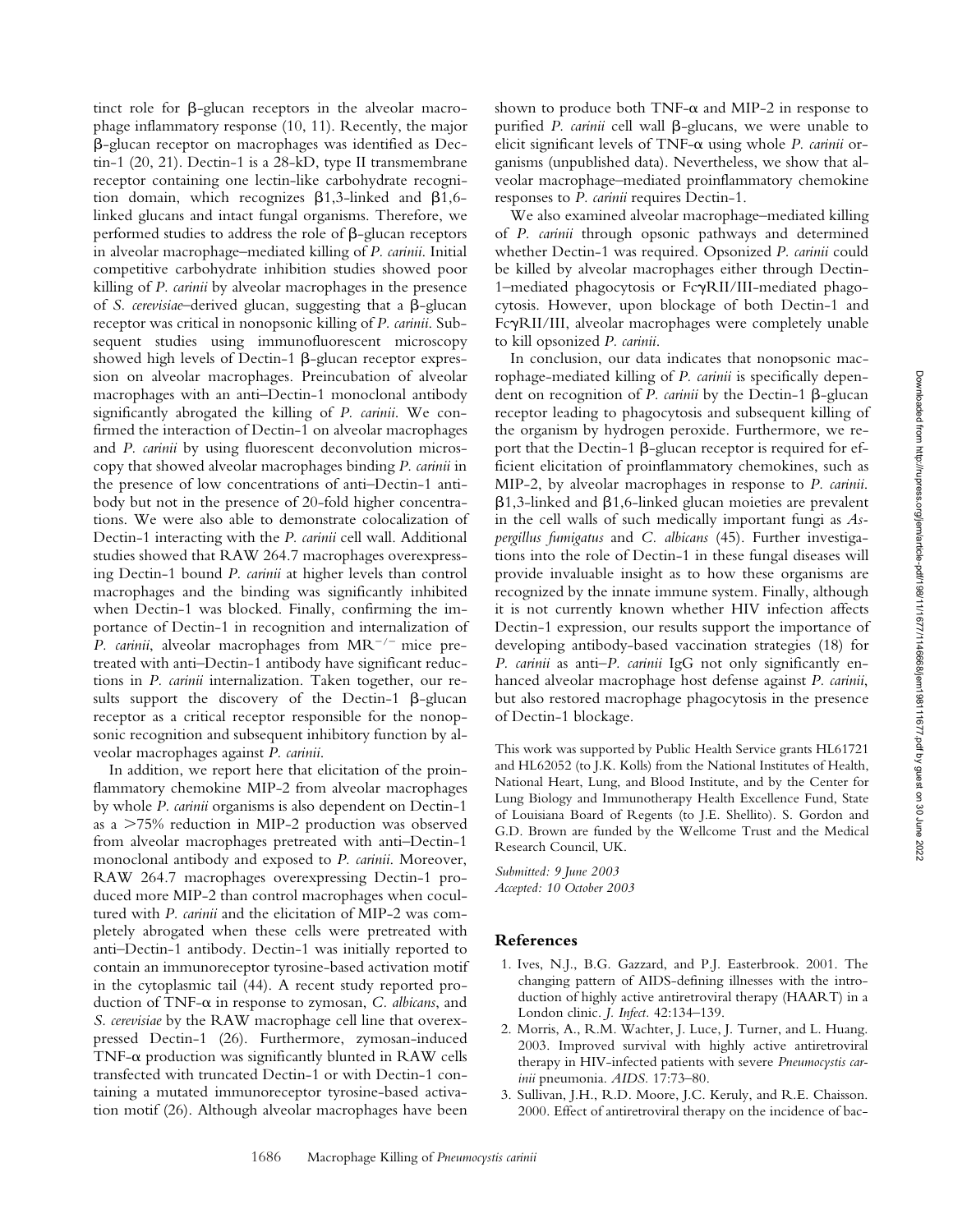tinct role for β-glucan receptors in the alveolar macrophage inflammatory response (10, 11). Recently, the major β-glucan receptor on macrophages was identified as Dectin-1 (20, 21). Dectin-1 is a 28-kD, type II transmembrane receptor containing one lectin-like carbohydrate recognition domain, which recognizes β1,3-linked and β1,6-linked glucans and intact fungal organisms. Therefore, we performed studies to address the role of β-glucan receptors in alveolar macrophage–mediated killing of *P. carinii*. Initial competitive carbohydrate inhibition studies showed poor killing of *P. carinii* by alveolar macrophages in the presence of *S. cerevisiae*–derived glucan, suggesting that a β-glucan receptor was critical in nonopsonic killing of *P. carinii*. Subsequent studies using immunofluorescent microscopy showed high levels of Dectin-1 β-glucan receptor expression on alveolar macrophages. Preincubation of alveolar macrophages with an anti–Dectin-1 monoclonal antibody significantly abrogated the killing of *P. carinii*. We confirmed the interaction of Dectin-1 on alveolar macrophages and *P. carinii* by using fluorescent deconvolution microscopy that showed alveolar macrophages binding *P. carinii* in the presence of low concentrations of anti–Dectin-1 antibody but not in the presence of 20-fold higher concentrations. We were also able to demonstrate colocalization of Dectin-1 interacting with the *P. carinii* cell wall. Additional studies showed that RAW 264.7 macrophages overexpressing Dectin-1 bound *P. carinii* at higher levels than control macrophages and the binding was significantly inhibited when Dectin-1 was blocked. Finally, confirming the importance of Dectin-1 in recognition and internalization of *P. carinii*, alveolar macrophages from $MR^{-/-}$ mice pretreated with anti–Dectin-1 antibody have significant reductions in *P. carinii* internalization. Taken together, our results support the discovery of the Dectin-1 β-glucan receptor as a critical receptor responsible for the nonopsonic recognition and subsequent inhibitory function by alveolar macrophages against *P. carinii*.

In addition, we report here that elicitation of the proinflammatory chemokine MIP-2 from alveolar macrophages by whole *P. carinii* organisms is also dependent on Dectin-1 as a >75% reduction in MIP-2 production was observed from alveolar macrophages pretreated with anti–Dectin-1 monoclonal antibody and exposed to *P. carinii*. Moreover, RAW 264.7 macrophages overexpressing Dectin-1 produced more MIP-2 than control macrophages when cocultured with *P. carinii* and the elicitation of MIP-2 was completely abrogated when these cells were pretreated with anti–Dectin-1 antibody. Dectin-1 was initially reported to contain an immunoreceptor tyrosine-based activation motif in the cytoplasmic tail (44). A recent study reported production of TNF-α in response to zymosan, *C. albicans*, and *S. cerevisiae* by the RAW macrophage cell line that overexpressed Dectin-1 (26). Furthermore, zymosan-induced TNF-α production was significantly blunted in RAW cells transfected with truncated Dectin-1 or with Dectin-1 containing a mutated immunoreceptor tyrosine-based activation motif (26). Although alveolar macrophages have been shown to produce both TNF-α and MIP-2 in response to purified *P. carinii* cell wall β-glucans, we were unable to elicit significant levels of TNF-α using whole *P. carinii* organisms (unpublished data). Nevertheless, we show that alveolar macrophage–mediated proinflammatory chemokine responses to *P. carinii* requires Dectin-1.

We also examined alveolar macrophage–mediated killing of *P. carinii* through opsonic pathways and determined whether Dectin-1 was required. Opsonized *P. carinii* could be killed by alveolar macrophages either through Dectin-1–mediated phagocytosis or FcγRII/III-mediated phagocytosis. However, upon blockage of both Dectin-1 and FcγRII/III, alveolar macrophages were completely unable to kill opsonized *P. carinii*.

In conclusion, our data indicates that nonopsonic macrophage-mediated killing of *P. carinii* is specifically dependent on recognition of *P. carinii* by the Dectin-1 β-glucan receptor leading to phagocytosis and subsequent killing of the organism by hydrogen peroxide. Furthermore, we report that the Dectin-1 β-glucan receptor is required for efficient elicitation of proinflammatory chemokines, such as MIP-2, by alveolar macrophages in response to *P. carinii*. β1,3-linked and β1,6-linked glucan moieties are prevalent in the cell walls of such medically important fungi as *Aspergillus fumigatus* and *C. albicans* (45). Further investigations into the role of Dectin-1 in these fungal diseases will provide invaluable insight as to how these organisms are recognized by the innate immune system. Finally, although it is not currently known whether HIV infection affects Dectin-1 expression, our results support the importance of developing antibody-based vaccination strategies (18) for *P. carinii* as anti–*P. carinii* IgG not only significantly enhanced alveolar macrophage host defense against *P. carinii*, but also restored macrophage phagocytosis in the presence of Dectin-1 blockage.

This work was supported by Public Health Service grants HL61721 and HL62052 (to J.K. Kolls) from the National Institutes of Health, National Heart, Lung, and Blood Institute, and by the Center for Lung Biology and Immunotherapy Health Excellence Fund, State of Louisiana Board of Regents (to J.E. Shellito). S. Gordon and G.D. Brown are funded by the Wellcome Trust and the Medical Research Council, UK.

*Submitted: 9 June 2003*
*Accepted: 10 October 2003*

## References

1. Ives, N.J., B.G. Gazzard, and P.J. Easterbrook. 2001. The changing pattern of AIDS-defining illnesses with the introduction of highly active antiretroviral therapy (HAART) in a London clinic. *J. Infect.* 42:134–139.
2. Morris, A., R.M. Wachter, J. Luce, J. Turner, and L. Huang. 2003. Improved survival with highly active antiretroviral therapy in HIV-infected patients with severe *Pneumocystis carinii* pneumonia. *AIDS.* 17:73–80.
3. Sullivan, J.H., R.D. Moore, J.C. Keruly, and R.E. Chaisson. 2000. Effect of antiretroviral therapy on the incidence of bac-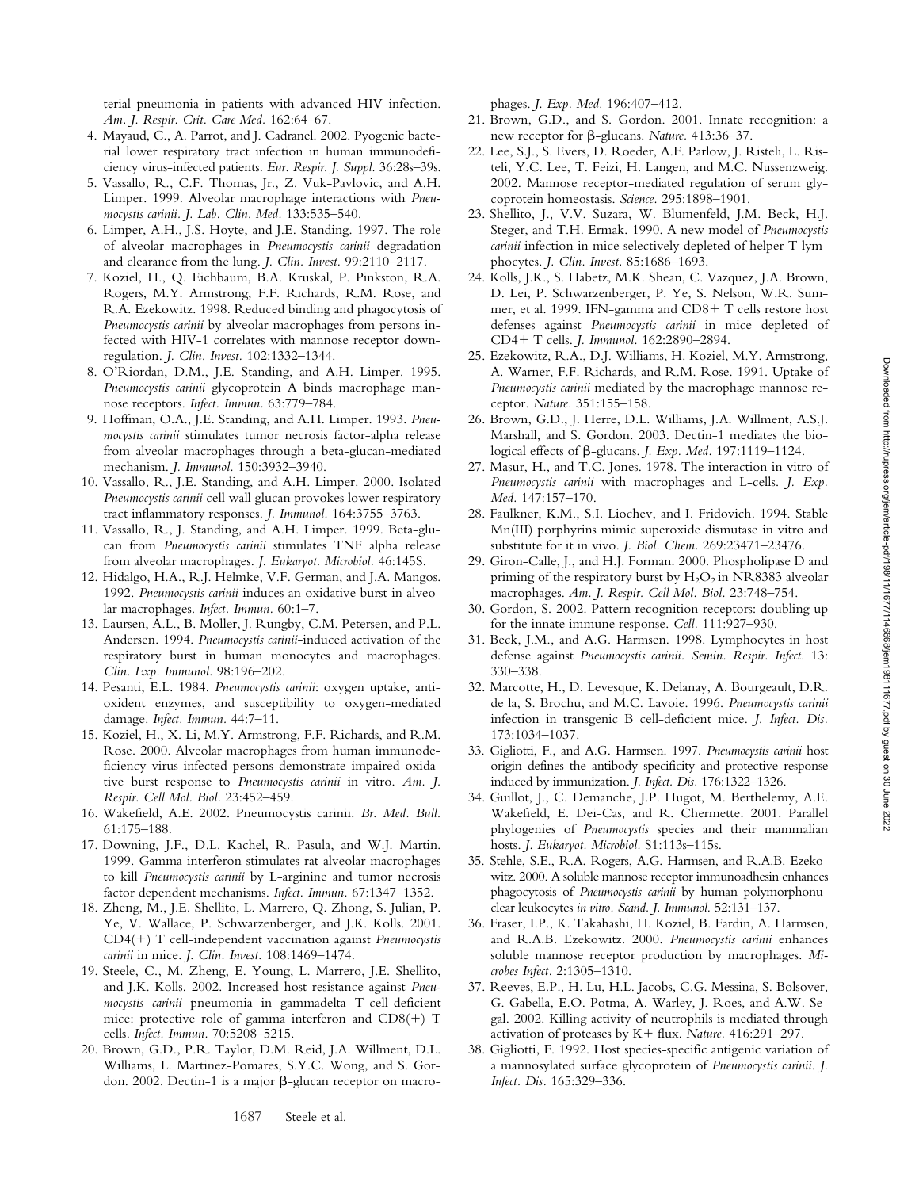terial pneumonia in patients with advanced HIV infection. *Am. J. Respir. Crit. Care Med.* 162:64–67.

4. Mayaud, C., A. Parrot, and J. Cadranel. 2002. Pyogenic bacterial lower respiratory tract infection in human immunodeficiency virus-infected patients. *Eur. Respir. J. Suppl.* 36:28s–39s.
5. Vassallo, R., C.F. Thomas, Jr., Z. Vuk-Pavlovic, and A.H. Limper. 1999. Alveolar macrophage interactions with *Pneumocystis carinii*. *J. Lab. Clin. Med.* 133:535–540.
6. Limper, A.H., J.S. Hoyte, and J.E. Standing. 1997. The role of alveolar macrophages in *Pneumocystis carinii* degradation and clearance from the lung. *J. Clin. Invest.* 99:2110–2117.
7. Koziel, H., Q. Eichbaum, B.A. Kruskal, P. Pinkston, R.A. Rogers, M.Y. Armstrong, F.F. Richards, R.M. Rose, and R.A. Ezekowitz. 1998. Reduced binding and phagocytosis of *Pneumocystis carinii* by alveolar macrophages from persons infected with HIV-1 correlates with mannose receptor downregulation. *J. Clin. Invest.* 102:1332–1344.
8. O'Riordan, D.M., J.E. Standing, and A.H. Limper. 1995. *Pneumocystis carinii* glycoprotein A binds macrophage mannose receptors. *Infect. Immun.* 63:779–784.
9. Hoffman, O.A., J.E. Standing, and A.H. Limper. 1993. *Pneumocystis carinii* stimulates tumor necrosis factor-alpha release from alveolar macrophages through a beta-glucan-mediated mechanism. *J. Immunol.* 150:3932–3940.
10. Vassallo, R., J.E. Standing, and A.H. Limper. 2000. Isolated *Pneumocystis carinii* cell wall glucan provokes lower respiratory tract inflammatory responses. *J. Immunol.* 164:3755–3763.
11. Vassallo, R., J. Standing, and A.H. Limper. 1999. Beta-glucan from *Pneumocystis carinii* stimulates TNF alpha release from alveolar macrophages. *J. Eukaryot. Microbiol.* 46:145S.
12. Hidalgo, H.A., R.J. Helmke, V.F. German, and J.A. Mangos. 1992. *Pneumocystis carinii* induces an oxidative burst in alveolar macrophages. *Infect. Immun.* 60:1–7.
13. Laursen, A.L., B. Moller, J. Rungby, C.M. Petersen, and P.L. Andersen. 1994. *Pneumocystis carinii*-induced activation of the respiratory burst in human monocytes and macrophages. *Clin. Exp. Immunol.* 98:196–202.
14. Pesanti, E.L. 1984. *Pneumocystis carinii*: oxygen uptake, antioxident enzymes, and susceptibility to oxygen-mediated damage. *Infect. Immun.* 44:7–11.
15. Koziel, H., X. Li, M.Y. Armstrong, F.F. Richards, and R.M. Rose. 2000. Alveolar macrophages from human immunodeficiency virus-infected persons demonstrate impaired oxidative burst response to *Pneumocystis carinii* in vitro. *Am. J. Respir. Cell Mol. Biol.* 23:452–459.
16. Wakefield, A.E. 2002. Pneumocystis carinii. *Br. Med. Bull.* 61:175–188.
17. Downing, J.F., D.L. Kachel, R. Pasula, and W.J. Martin. 1999. Gamma interferon stimulates rat alveolar macrophages to kill *Pneumocystis carinii* by L-arginine and tumor necrosis factor dependent mechanisms. *Infect. Immun.* 67:1347–1352.
18. Zheng, M., J.E. Shellito, L. Marrero, Q. Zhong, S. Julian, P. Ye, V. Wallace, P. Schwarzenberger, and J.K. Kolls. 2001. CD4(+) T cell-independent vaccination against *Pneumocystis carinii* in mice. *J. Clin. Invest.* 108:1469–1474.
19. Steele, C., M. Zheng, E. Young, L. Marrero, J.E. Shellito, and J.K. Kolls. 2002. Increased host resistance against *Pneumocystis carinii* pneumonia in gammadelta T-cell-deficient mice: protective role of gamma interferon and CD8(+) T cells. *Infect. Immun.* 70:5208–5215.
20. Brown, G.D., P.R. Taylor, D.M. Reid, J.A. Willment, D.L. Williams, L. Martinez-Pomares, S.Y.C. Wong, and S. Gordon. 2002. Dectin-1 is a major β-glucan receptor on macrophages. *J. Exp. Med.* 196:407–412.
21. Brown, G.D., and S. Gordon. 2001. Innate recognition: a new receptor for β-glucans. *Nature.* 413:36–37.
22. Lee, S.J., S. Evers, D. Roeder, A.F. Parlow, J. Risteli, L. Risteli, Y.C. Lee, T. Feizi, H. Langen, and M.C. Nussenzweig. 2002. Mannose receptor-mediated regulation of serum glycoprotein homeostasis. *Science.* 295:1898–1901.
23. Shellito, J., V.V. Suzara, W. Blumenfeld, J.M. Beck, H.J. Steger, and T.H. Ermak. 1990. A new model of *Pneumocystis carinii* infection in mice selectively depleted of helper T lymphocytes. *J. Clin. Invest.* 85:1686–1693.
24. Kolls, J.K., S. Habetz, M.K. Shean, C. Vazquez, J.A. Brown, D. Lei, P. Schwarzenberger, P. Ye, S. Nelson, W.R. Summer, et al. 1999. IFN-gamma and CD8+ T cells restore host defenses against *Pneumocystis carinii* in mice depleted of CD4+ T cells. *J. Immunol.* 162:2890–2894.
25. Ezekowitz, R.A., D.J. Williams, H. Koziel, M.Y. Armstrong, A. Warner, F.F. Richards, and R.M. Rose. 1991. Uptake of *Pneumocystis carinii* mediated by the macrophage mannose receptor. *Nature.* 351:155–158.
26. Brown, G.D., J. Herre, D.L. Williams, J.A. Willment, A.S.J. Marshall, and S. Gordon. 2003. Dectin-1 mediates the biological effects of β-glucans. *J. Exp. Med.* 197:1119–1124.
27. Masur, H., and T.C. Jones. 1978. The interaction in vitro of *Pneumocystis carinii* with macrophages and L-cells. *J. Exp. Med.* 147:157–170.
28. Faulkner, K.M., S.I. Liochev, and I. Fridovich. 1994. Stable Mn(III) porphyrins mimic superoxide dismutase in vitro and substitute for it in vivo. *J. Biol. Chem.* 269:23471–23476.
29. Giron-Calle, J., and H.J. Forman. 2000. Phospholipase D and priming of the respiratory burst by $H_2O_2$ in NR8383 alveolar macrophages. *Am. J. Respir. Cell Mol. Biol.* 23:748–754.
30. Gordon, S. 2002. Pattern recognition receptors: doubling up for the innate immune response. *Cell.* 111:927–930.
31. Beck, J.M., and A.G. Harmsen. 1998. Lymphocytes in host defense against *Pneumocystis carinii*. *Semin. Respir. Infect.* 13: 330–338.
32. Marcotte, H., D. Levesque, K. Delanay, A. Bourgeault, D.R. de la, S. Brochu, and M.C. Lavoie. 1996. *Pneumocystis carinii* infection in transgenic B cell-deficient mice. *J. Infect. Dis.* 173:1034–1037.
33. Gigliotti, F., and A.G. Harmsen. 1997. *Pneumocystis carinii* host origin defines the antibody specificity and protective response induced by immunization. *J. Infect. Dis.* 176:1322–1326.
34. Guillot, J., C. Demanche, J.P. Hugot, M. Berthelemy, A.E. Wakefield, E. Dei-Cas, and R. Chermette. 2001. Parallel phylogenies of *Pneumocystis* species and their mammalian hosts. *J. Eukaryot. Microbiol.* S1:113s–115s.
35. Stehle, S.E., R.A. Rogers, A.G. Harmsen, and R.A.B. Ezekowitz. 2000. A soluble mannose receptor immunoadhesin enhances phagocytosis of *Pneumocystis carinii* by human polymorphonuclear leukocytes *in vitro*. *Scand. J. Immunol.* 52:131–137.
36. Fraser, I.P., K. Takahashi, H. Koziel, B. Fardin, A. Harmsen, and R.A.B. Ezekowitz. 2000. *Pneumocystis carinii* enhances soluble mannose receptor production by macrophages. *Microbes Infect.* 2:1305–1310.
37. Reeves, E.P., H. Lu, H.L. Jacobs, C.G. Messina, S. Bolsover, G. Gabella, E.O. Potma, A. Warley, J. Roes, and A.W. Segal. 2002. Killing activity of neutrophils is mediated through activation of proteases by K+ flux. *Nature.* 416:291–297.
38. Gigliotti, F. 1992. Host species-specific antigenic variation of a mannosylated surface glycoprotein of *Pneumocystis carinii*. *J. Infect. Dis.* 165:329–336.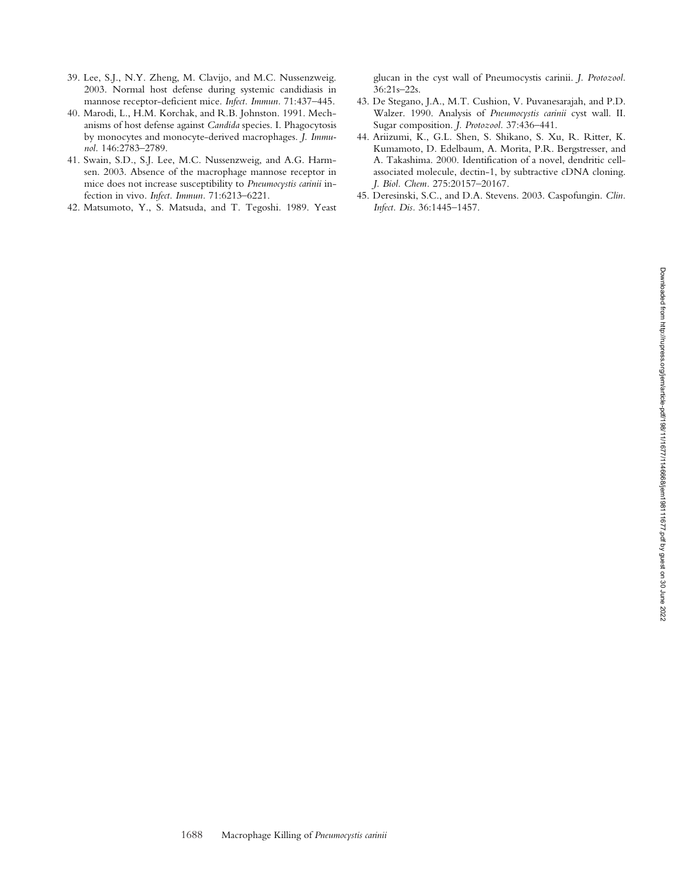39. Lee, S.J., N.Y. Zheng, M. Clavijo, and M.C. Nussenzweig. 2003. Normal host defense during systemic candidiasis in mannose receptor-deficient mice. *Infect. Immun.* 71:437–445.
40. Marodi, L., H.M. Korchak, and R.B. Johnston. 1991. Mechanisms of host defense against *Candida* species. I. Phagocytosis by monocytes and monocyte-derived macrophages. *J. Immunol.* 146:2783–2789.
41. Swain, S.D., S.J. Lee, M.C. Nussenzweig, and A.G. Harmsen. 2003. Absence of the macrophage mannose receptor in mice does not increase susceptibility to *Pneumocystis carinii* infection in vivo. *Infect. Immun.* 71:6213–6221.
42. Matsumoto, Y., S. Matsuda, and T. Tegoshi. 1989. Yeast glucan in the cyst wall of Pneumocystis carinii. *J. Protozool.* 36:21s–22s.
43. De Stegano, J.A., M.T. Cushion, V. Puvanesarajah, and P.D. Walzer. 1990. Analysis of *Pneumocystis carinii* cyst wall. II. Sugar composition. *J. Protozool.* 37:436–441.
44. Ariizumi, K., G.L. Shen, S. Shikano, S. Xu, R. Ritter, K. Kumamoto, D. Edelbaum, A. Morita, P.R. Bergstresser, and A. Takashima. 2000. Identification of a novel, dendritic cell-associated molecule, dectin-1, by subtractive cDNA cloning. *J. Biol. Chem.* 275:20157–20167.
45. Deresinski, S.C., and D.A. Stevens. 2003. Caspofungin. *Clin. Infect. Dis.* 36:1445–1457.